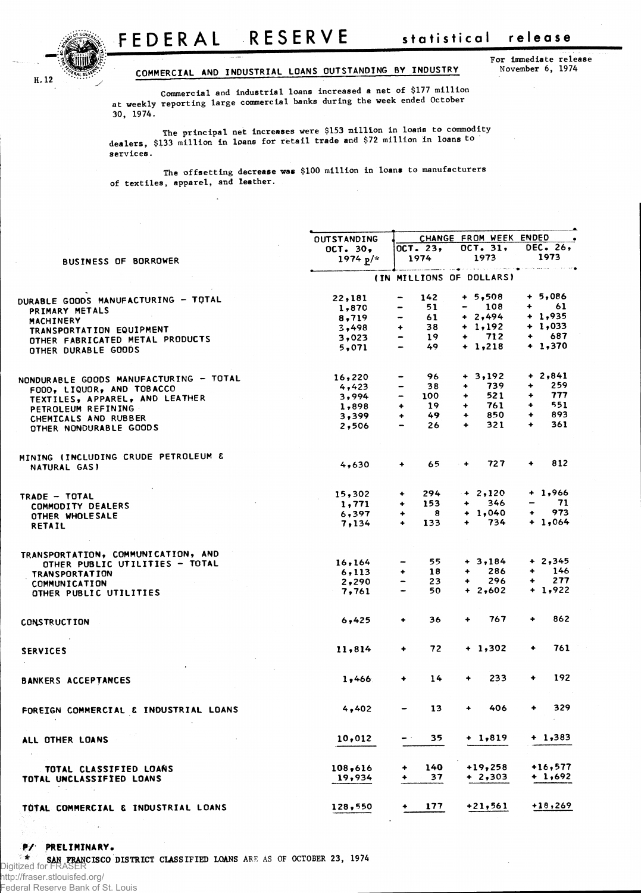# FEDERAL RESERVE statistical release

H.12

## COMMERCIAL AND INDUSTRIAL LOANS OUTSTANDING BY INDUSTRY

For immediate release
November 6, 1974

Commercial and industrial loans increased a net of $177 million at weekly reporting large commercial banks during the week ended October 30, 1974.

The principal net increases were $153 million in loans to commodity dealers, $133 million in loans for retail trade and $72 million in loans to services.

The offsetting decrease was $100 million in loans to manufacturers of textiles, apparel, and leather.

| BUSINESS OF BORROWER | OUTSTANDING OCT. 30, 1974 p/* | CHANGE FROM WEEK ENDED OCT. 23, 1974 | OCT. 31, 1973 | DEC. 26, 1973 |
|---|---|---|---|---|
| | (IN MILLIONS OF DOLLARS) | | | |
| DURABLE GOODS MANUFACTURING - TOTAL | 22,181 | - 142 | + 5,508 | + 5,086 |
| PRIMARY METALS | 1,870 | - 51 | - 108 | + 61 |
| MACHINERY | 8,719 | - 61 | + 2,494 | + 1,935 |
| TRANSPORTATION EQUIPMENT | 3,498 | + 38 | + 1,192 | + 1,033 |
| OTHER FABRICATED METAL PRODUCTS | 3,023 | - 19 | + 712 | + 687 |
| OTHER DURABLE GOODS | 5,071 | - 49 | + 1,218 | + 1,370 |
| NONDURABLE GOODS MANUFACTURING - TOTAL | 16,220 | - 96 | + 3,192 | + 2,841 |
| FOOD, LIQUOR, AND TOBACCO | 4,423 | - 38 | + 739 | + 259 |
| TEXTILES, APPAREL, AND LEATHER | 3,994 | - 100 | + 521 | + 777 |
| PETROLEUM REFINING | 1,898 | + 19 | + 761 | + 551 |
| CHEMICALS AND RUBBER | 3,399 | + 49 | + 850 | + 893 |
| OTHER NONDURABLE GOODS | 2,506 | - 26 | + 321 | + 361 |
| MINING (INCLUDING CRUDE PETROLEUM & NATURAL GAS) | 4,630 | + 65 | + 727 | + 812 |
| TRADE - TOTAL | 15,302 | + 294 | + 2,120 | + 1,966 |
| COMMODITY DEALERS | 1,771 | + 153 | + 346 | - 71 |
| OTHER WHOLESALE | 6,397 | + 8 | + 1,040 | + 973 |
| RETAIL | 7,134 | + 133 | + 734 | + 1,064 |
| TRANSPORTATION, COMMUNICATION, AND OTHER PUBLIC UTILITIES - TOTAL | 16,164 | - 55 | + 3,184 | + 2,345 |
| TRANSPORTATION | 6,113 | + 18 | + 286 | + 146 |
| COMMUNICATION | 2,290 | - 23 | + 296 | + 277 |
| OTHER PUBLIC UTILITIES | 7,761 | - 50 | + 2,602 | + 1,922 |
| CONSTRUCTION | 6,425 | + 36 | + 767 | + 862 |
| SERVICES | 11,814 | + 72 | + 1,302 | + 761 |
| BANKERS ACCEPTANCES | 1,466 | + 14 | + 233 | + 192 |
| FOREIGN COMMERCIAL & INDUSTRIAL LOANS | 4,402 | - 13 | + 406 | + 329 |
| ALL OTHER LOANS | 10,012 | - 35 | + 1,819 | + 1,383 |
| TOTAL CLASSIFIED LOANS | 108,616 | + 140 | +19,258 | +16,577 |
| TOTAL UNCLASSIFIED LOANS | 19,934 | + 37 | + 2,303 | + 1,692 |
| TOTAL COMMERCIAL & INDUSTRIAL LOANS | 128,550 | + 177 | +21,561 | +18,269 |

P/ PRELIMINARY.

\* SAN FRANCISCO DISTRICT CLASSIFIED LOANS ARE AS OF OCTOBER 23, 1974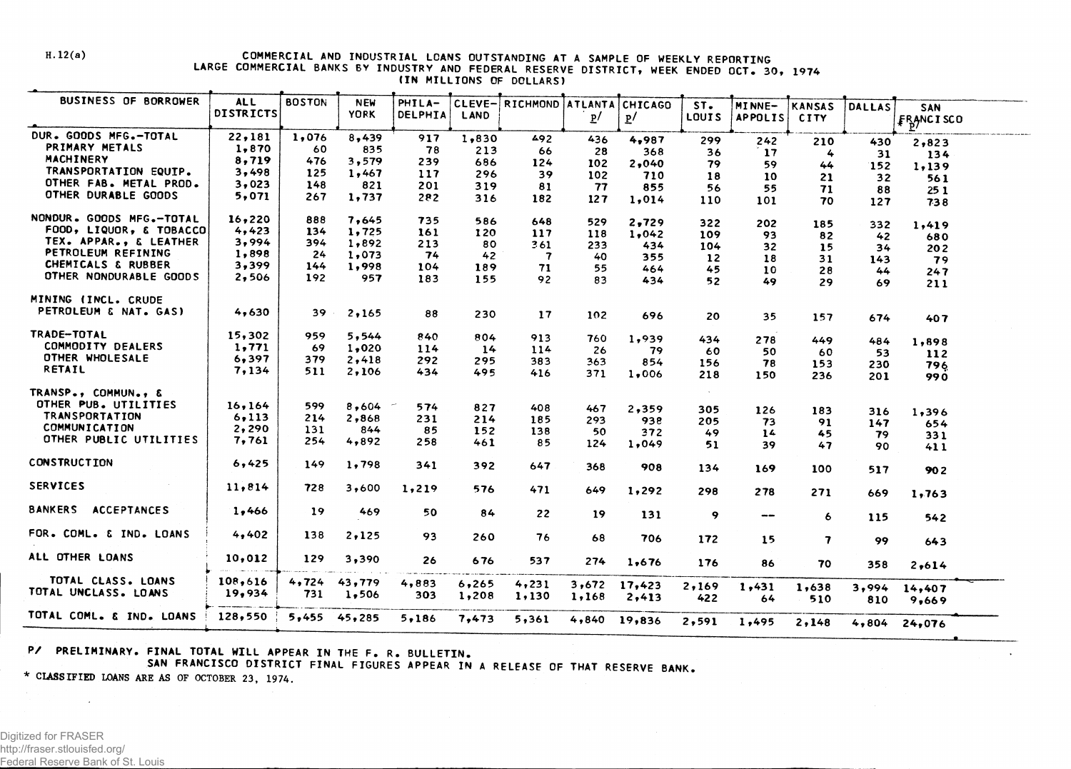H.12(a)

# COMMERCIAL AND INDUSTRIAL LOANS OUTSTANDING AT A SAMPLE OF WEEKLY REPORTING LARGE COMMERCIAL BANKS BY INDUSTRY AND FEDERAL RESERVE DISTRICT, WEEK ENDED OCT. 30, 1974
(IN MILLIONS OF DOLLARS)

| BUSINESS OF BORROWER | ALL DISTRICTS | BOSTON | NEW YORK | PHILA-DELPHIA | CLEVE-LAND | RICHMOND | ATLANTA p/ | CHICAGO p/ | ST. LOUIS | MINNE-APPOLIS | KANSAS CITY | DALLAS | SAN FRANCISCO p/ |
|---|---|---|---|---|---|---|---|---|---|---|---|---|---|
| DUR. GOODS MFG.-TOTAL | 22,181 | 1,076 | 8,439 | 917 | 1,830 | 492 | 436 | 4,987 | 299 | 242 | 210 | 430 | 2,823 |
| PRIMARY METALS | 1,870 | 60 | 835 | 78 | 213 | 66 | 28 | 368 | 36 | 17 | 4 | 31 | 134 |
| MACHINERY | 8,719 | 476 | 3,579 | 239 | 686 | 124 | 102 | 2,040 | 79 | 59 | 44 | 152 | 1,139 |
| TRANSPORTATION EQUIP. | 3,498 | 125 | 1,467 | 117 | 296 | 39 | 102 | 710 | 18 | 10 | 21 | 32 | 561 |
| OTHER FAB. METAL PROD. | 3,023 | 148 | 821 | 201 | 319 | 81 | 77 | 855 | 56 | 55 | 71 | 88 | 251 |
| OTHER DURABLE GOODS | 5,071 | 267 | 1,737 | 282 | 316 | 182 | 127 | 1,014 | 110 | 101 | 70 | 127 | 738 |
| NONDUR. GOODS MFG.-TOTAL | 16,220 | 888 | 7,645 | 735 | 586 | 648 | 529 | 2,729 | 322 | 202 | 185 | 332 | 1,419 |
| FOOD, LIQUOR, & TOBACCO | 4,423 | 134 | 1,725 | 161 | 120 | 117 | 118 | 1,042 | 109 | 93 | 82 | 42 | 680 |
| TEX. APPAR., & LEATHER | 3,994 | 394 | 1,892 | 213 | 80 | 361 | 233 | 434 | 104 | 32 | 15 | 34 | 202 |
| PETROLEUM REFINING | 1,898 | 24 | 1,073 | 74 | 42 | 7 | 40 | 355 | 12 | 18 | 31 | 143 | 79 |
| CHEMICALS & RUBBER | 3,399 | 144 | 1,998 | 104 | 189 | 71 | 55 | 464 | 45 | 10 | 28 | 44 | 247 |
| OTHER NONDURABLE GOODS | 2,506 | 192 | 957 | 183 | 155 | 92 | 83 | 434 | 52 | 49 | 29 | 69 | 211 |
| MINING (INCL. CRUDE PETROLEUM & NAT. GAS) | 4,630 | 39 | 2,165 | 88 | 230 | 17 | 102 | 696 | 20 | 35 | 157 | 674 | 407 |
| TRADE-TOTAL | 15,302 | 959 | 5,544 | 840 | 804 | 913 | 760 | 1,939 | 434 | 278 | 449 | 484 | 1,898 |
| COMMODITY DEALERS | 1,771 | 69 | 1,020 | 114 | 14 | 114 | 26 | 79 | 60 | 50 | 60 | 53 | 112 |
| OTHER WHOLESALE | 6,397 | 379 | 2,418 | 292 | 295 | 383 | 363 | 854 | 156 | 78 | 153 | 230 | 796 |
| RETAIL | 7,134 | 511 | 2,106 | 434 | 495 | 416 | 371 | 1,006 | 218 | 150 | 236 | 201 | 990 |
| TRANSP., COMMUN., & OTHER PUB. UTILITIES | 16,164 | 599 | 8,604 | 574 | 827 | 408 | 467 | 2,359 | 305 | 126 | 183 | 316 | 1,396 |
| TRANSPORTATION | 6,113 | 214 | 2,868 | 231 | 214 | 185 | 293 | 938 | 205 | 73 | 91 | 147 | 654 |
| COMMUNICATION | 2,290 | 131 | 844 | 85 | 152 | 138 | 50 | 372 | 49 | 14 | 45 | 79 | 331 |
| OTHER PUBLIC UTILITIES | 7,761 | 254 | 4,892 | 258 | 461 | 85 | 124 | 1,049 | 51 | 39 | 47 | 90 | 411 |
| CONSTRUCTION | 6,425 | 149 | 1,798 | 341 | 392 | 647 | 368 | 908 | 134 | 169 | 100 | 517 | 902 |
| SERVICES | 11,814 | 728 | 3,600 | 1,219 | 576 | 471 | 649 | 1,292 | 298 | 278 | 271 | 669 | 1,763 |
| BANKERS ACCEPTANCES | 1,466 | 19 | 469 | 50 | 84 | 22 | 19 | 131 | 9 | -- | 6 | 115 | 542 |
| FOR. COML. & IND. LOANS | 4,402 | 138 | 2,125 | 93 | 260 | 76 | 68 | 706 | 172 | 15 | 7 | 99 | 643 |
| ALL OTHER LOANS | 10,012 | 129 | 3,390 | 26 | 676 | 537 | 274 | 1,676 | 176 | 86 | 70 | 358 | 2,614 |
| TOTAL CLASS. LOANS | 108,616 | 4,724 | 43,779 | 4,883 | 6,265 | 4,231 | 3,672 | 17,423 | 2,169 | 1,431 | 1,638 | 3,994 | 14,407 |
| TOTAL UNCLASS. LOANS | 19,934 | 731 | 1,506 | 303 | 1,208 | 1,130 | 1,168 | 2,413 | 422 | 64 | 510 | 810 | 9,669 |
| TOTAL COML. & IND. LOANS | 128,550 | 5,455 | 45,285 | 5,186 | 7,473 | 5,361 | 4,840 | 19,836 | 2,591 | 1,495 | 2,148 | 4,804 | 24,076 |

P/ PRELIMINARY. FINAL TOTAL WILL APPEAR IN THE F. R. BULLETIN.
SAN FRANCISCO DISTRICT FINAL FIGURES APPEAR IN A RELEASE OF THAT RESERVE BANK.

* CLASSIFIED LOANS ARE AS OF OCTOBER 23, 1974.